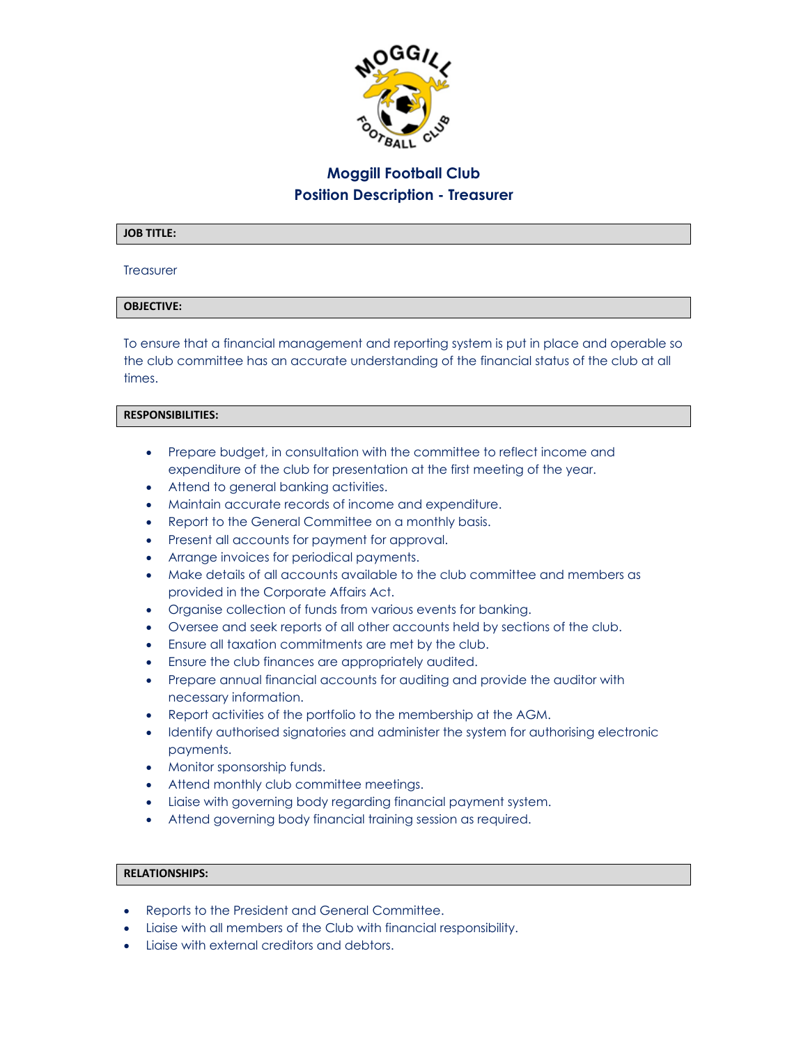# Moggill Football Club
## Position Description - Treasurer

**JOB TITLE:**

Treasurer

**OBJECTIVE:**

To ensure that a financial management and reporting system is put in place and operable so the club committee has an accurate understanding of the financial status of the club at all times.

**RESPONSIBILITIES:**

- Prepare budget, in consultation with the committee to reflect income and expenditure of the club for presentation at the first meeting of the year.
- Attend to general banking activities.
- Maintain accurate records of income and expenditure.
- Report to the General Committee on a monthly basis.
- Present all accounts for payment for approval.
- Arrange invoices for periodical payments.
- Make details of all accounts available to the club committee and members as provided in the Corporate Affairs Act.
- Organise collection of funds from various events for banking.
- Oversee and seek reports of all other accounts held by sections of the club.
- Ensure all taxation commitments are met by the club.
- Ensure the club finances are appropriately audited.
- Prepare annual financial accounts for auditing and provide the auditor with necessary information.
- Report activities of the portfolio to the membership at the AGM.
- Identify authorised signatories and administer the system for authorising electronic payments.
- Monitor sponsorship funds.
- Attend monthly club committee meetings.
- Liaise with governing body regarding financial payment system.
- Attend governing body financial training session as required.

**RELATIONSHIPS:**

- Reports to the President and General Committee.
- Liaise with all members of the Club with financial responsibility.
- Liaise with external creditors and debtors.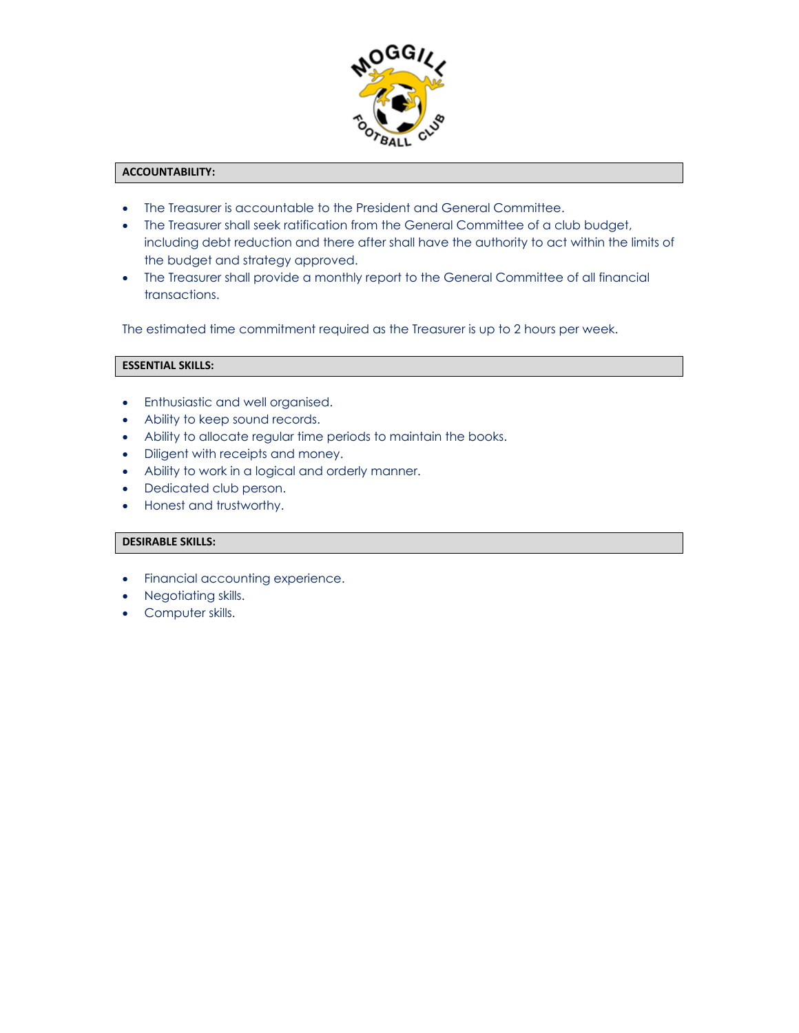## ACCOUNTABILITY:

- The Treasurer is accountable to the President and General Committee.
- The Treasurer shall seek ratification from the General Committee of a club budget, including debt reduction and there after shall have the authority to act within the limits of the budget and strategy approved.
- The Treasurer shall provide a monthly report to the General Committee of all financial transactions.

The estimated time commitment required as the Treasurer is up to 2 hours per week.

## ESSENTIAL SKILLS:

- Enthusiastic and well organised.
- Ability to keep sound records.
- Ability to allocate regular time periods to maintain the books.
- Diligent with receipts and money.
- Ability to work in a logical and orderly manner.
- Dedicated club person.
- Honest and trustworthy.

## DESIRABLE SKILLS:

- Financial accounting experience.
- Negotiating skills.
- Computer skills.